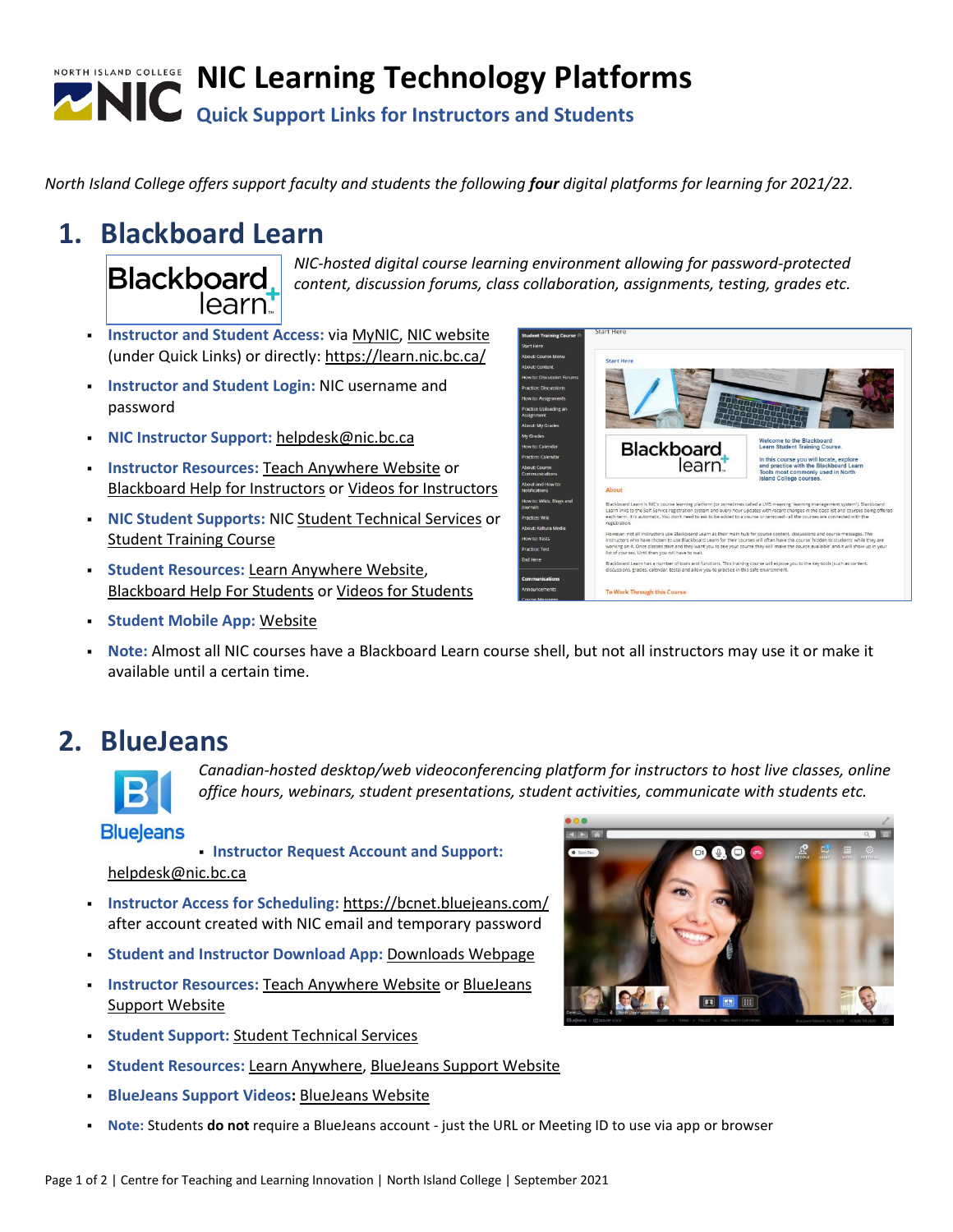# NIC Learning Technology Platforms

## Quick Support Links for Instructors and Students

*North Island College offers support faculty and students the following **four** digital platforms for learning for 2021/22.*

## 1. Blackboard Learn

*NIC-hosted digital course learning environment allowing for password-protected content, discussion forums, class collaboration, assignments, testing, grades etc.*

- **Instructor and Student Access:** via MyNIC, NIC website (under Quick Links) or directly: https://learn.nic.bc.ca/
- **Instructor and Student Login:** NIC username and password
- **NIC Instructor Support:** helpdesk@nic.bc.ca
- **Instructor Resources:** Teach Anywhere Website or Blackboard Help for Instructors or Videos for Instructors
- **NIC Student Supports:** NIC Student Technical Services or Student Training Course
- **Student Resources:** Learn Anywhere Website, Blackboard Help For Students or Videos for Students
- **Student Mobile App:** Website
- **Note:** Almost all NIC courses have a Blackboard Learn course shell, but not all instructors may use it or make it available until a certain time.

## 2. BlueJeans

*Canadian-hosted desktop/web videoconferencing platform for instructors to host live classes, online office hours, webinars, student presentations, student activities, communicate with students etc.*

- **Instructor Request Account and Support:** helpdesk@nic.bc.ca
- **Instructor Access for Scheduling:** https://bcnet.bluejeans.com/ after account created with NIC email and temporary password
- **Student and Instructor Download App:** Downloads Webpage
- **Instructor Resources:** Teach Anywhere Website or BlueJeans Support Website
- **Student Support:** Student Technical Services
- **Student Resources:** Learn Anywhere, BlueJeans Support Website
- **BlueJeans Support Videos:** BlueJeans Website
- **Note:** Students **do not** require a BlueJeans account - just the URL or Meeting ID to use via app or browser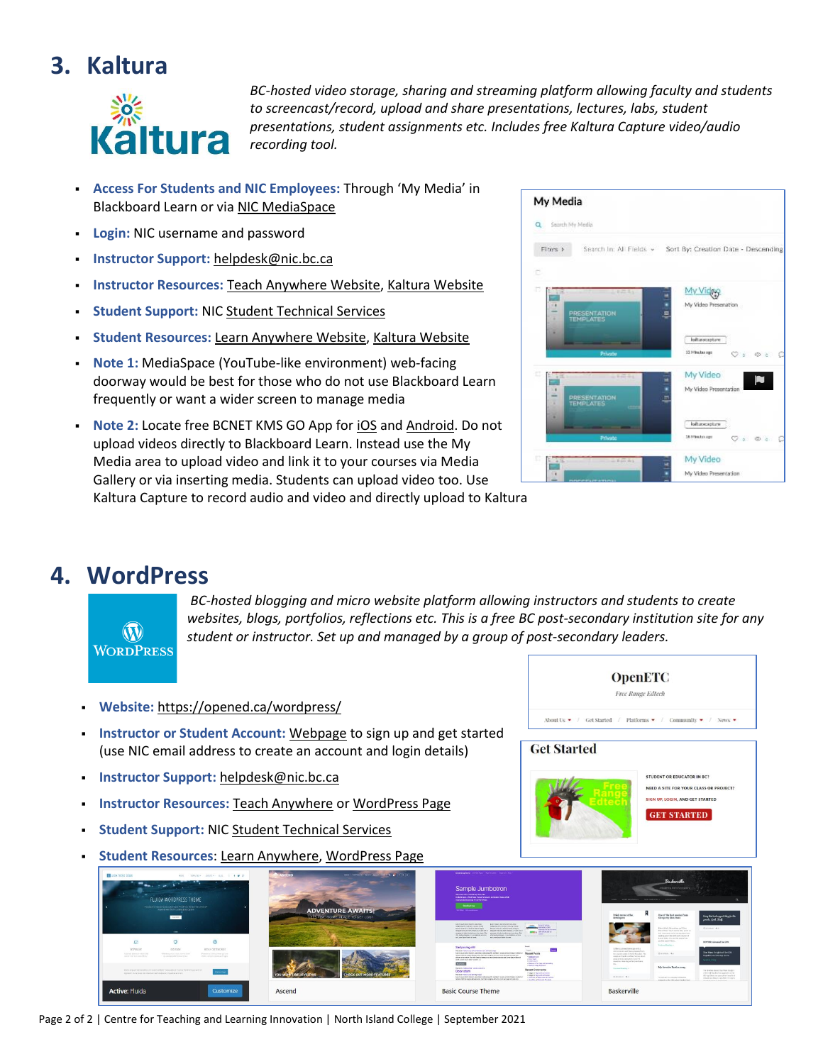## 3. Kaltura

*BC-hosted video storage, sharing and streaming platform allowing faculty and students to screencast/record, upload and share presentations, lectures, labs, student presentations, student assignments etc. Includes free Kaltura Capture video/audio recording tool.*

- **Access For Students and NIC Employees:** Through 'My Media' in Blackboard Learn or via NIC MediaSpace
- **Login:** NIC username and password
- **Instructor Support:** helpdesk@nic.bc.ca
- **Instructor Resources:** Teach Anywhere Website, Kaltura Website
- **Student Support:** NIC Student Technical Services
- **Student Resources:** Learn Anywhere Website, Kaltura Website
- **Note 1:** MediaSpace (YouTube-like environment) web-facing doorway would be best for those who do not use Blackboard Learn frequently or want a wider screen to manage media
- **Note 2:** Locate free BCNET KMS GO App for iOS and Android. Do not upload videos directly to Blackboard Learn. Instead use the My Media area to upload video and link it to your courses via Media Gallery or via inserting media. Students can upload video too. Use Kaltura Capture to record audio and video and directly upload to Kaltura

## 4. WordPress

*BC-hosted blogging and micro website platform allowing instructors and students to create websites, blogs, portfolios, reflections etc. This is a free BC post-secondary institution site for any student or instructor. Set up and managed by a group of post-secondary leaders.*

- **Website:** https://opened.ca/wordpress/
- **Instructor or Student Account:** Webpage to sign up and get started (use NIC email address to create an account and login details)
- **Instructor Support:** helpdesk@nic.bc.ca
- **Instructor Resources:** Teach Anywhere or WordPress Page
- **Student Support:** NIC Student Technical Services
- **Student Resources:** Learn Anywhere, WordPress Page